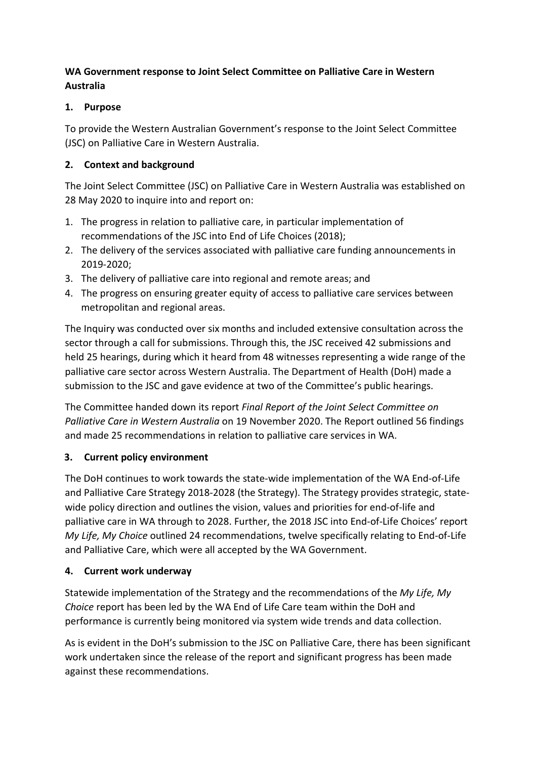# WA Government response to Joint Select Committee on Palliative Care in Western Australia

## 1. Purpose

To provide the Western Australian Government's response to the Joint Select Committee (JSC) on Palliative Care in Western Australia.

## 2. Context and background

The Joint Select Committee (JSC) on Palliative Care in Western Australia was established on 28 May 2020 to inquire into and report on:

1. The progress in relation to palliative care, in particular implementation of recommendations of the JSC into End of Life Choices (2018);
2. The delivery of the services associated with palliative care funding announcements in 2019-2020;
3. The delivery of palliative care into regional and remote areas; and
4. The progress on ensuring greater equity of access to palliative care services between metropolitan and regional areas.

The Inquiry was conducted over six months and included extensive consultation across the sector through a call for submissions. Through this, the JSC received 42 submissions and held 25 hearings, during which it heard from 48 witnesses representing a wide range of the palliative care sector across Western Australia. The Department of Health (DoH) made a submission to the JSC and gave evidence at two of the Committee's public hearings.

The Committee handed down its report *Final Report of the Joint Select Committee on Palliative Care in Western Australia* on 19 November 2020. The Report outlined 56 findings and made 25 recommendations in relation to palliative care services in WA.

## 3. Current policy environment

The DoH continues to work towards the state-wide implementation of the WA End-of-Life and Palliative Care Strategy 2018-2028 (the Strategy). The Strategy provides strategic, state-wide policy direction and outlines the vision, values and priorities for end-of-life and palliative care in WA through to 2028. Further, the 2018 JSC into End-of-Life Choices' report *My Life, My Choice* outlined 24 recommendations, twelve specifically relating to End-of-Life and Palliative Care, which were all accepted by the WA Government.

## 4. Current work underway

Statewide implementation of the Strategy and the recommendations of the *My Life, My Choice* report has been led by the WA End of Life Care team within the DoH and performance is currently being monitored via system wide trends and data collection.

As is evident in the DoH's submission to the JSC on Palliative Care, there has been significant work undertaken since the release of the report and significant progress has been made against these recommendations.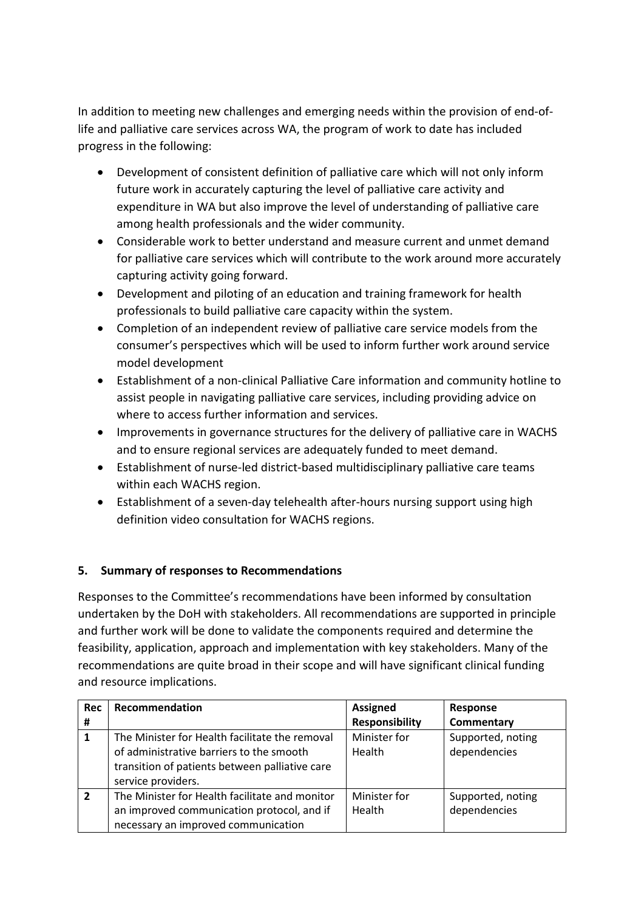In addition to meeting new challenges and emerging needs within the provision of end-of-life and palliative care services across WA, the program of work to date has included progress in the following:

- Development of consistent definition of palliative care which will not only inform future work in accurately capturing the level of palliative care activity and expenditure in WA but also improve the level of understanding of palliative care among health professionals and the wider community.
- Considerable work to better understand and measure current and unmet demand for palliative care services which will contribute to the work around more accurately capturing activity going forward.
- Development and piloting of an education and training framework for health professionals to build palliative care capacity within the system.
- Completion of an independent review of palliative care service models from the consumer's perspectives which will be used to inform further work around service model development
- Establishment of a non-clinical Palliative Care information and community hotline to assist people in navigating palliative care services, including providing advice on where to access further information and services.
- Improvements in governance structures for the delivery of palliative care in WACHS and to ensure regional services are adequately funded to meet demand.
- Establishment of nurse-led district-based multidisciplinary palliative care teams within each WACHS region.
- Establishment of a seven-day telehealth after-hours nursing support using high definition video consultation for WACHS regions.

## 5. Summary of responses to Recommendations

Responses to the Committee's recommendations have been informed by consultation undertaken by the DoH with stakeholders. All recommendations are supported in principle and further work will be done to validate the components required and determine the feasibility, application, approach and implementation with key stakeholders. Many of the recommendations are quite broad in their scope and will have significant clinical funding and resource implications.

| Rec # | Recommendation | Assigned Responsibility | Response Commentary |
|---|---|---|---|
| **1** | The Minister for Health facilitate the removal of administrative barriers to the smooth transition of patients between palliative care service providers. | Minister for Health | Supported, noting dependencies |
| **2** | The Minister for Health facilitate and monitor an improved communication protocol, and if necessary an improved communication | Minister for Health | Supported, noting dependencies |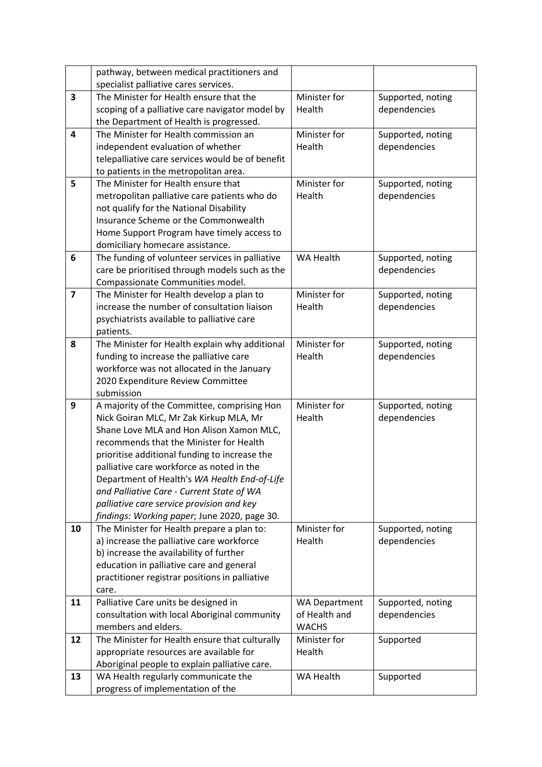|  | pathway, between medical practitioners and specialist palliative cares services. |  |  |
|---|---|---|---|
| **3** | The Minister for Health ensure that the scoping of a palliative care navigator model by the Department of Health is progressed. | Minister for Health | Supported, noting dependencies |
| **4** | The Minister for Health commission an independent evaluation of whether telepalliative care services would be of benefit to patients in the metropolitan area. | Minister for Health | Supported, noting dependencies |
| **5** | The Minister for Health ensure that metropolitan palliative care patients who do not qualify for the National Disability Insurance Scheme or the Commonwealth Home Support Program have timely access to domiciliary homecare assistance. | Minister for Health | Supported, noting dependencies |
| **6** | The funding of volunteer services in palliative care be prioritised through models such as the Compassionate Communities model. | WA Health | Supported, noting dependencies |
| **7** | The Minister for Health develop a plan to increase the number of consultation liaison psychiatrists available to palliative care patients. | Minister for Health | Supported, noting dependencies |
| **8** | The Minister for Health explain why additional funding to increase the palliative care workforce was not allocated in the January 2020 Expenditure Review Committee submission | Minister for Health | Supported, noting dependencies |
| **9** | A majority of the Committee, comprising Hon Nick Goiran MLC, Mr Zak Kirkup MLA, Mr Shane Love MLA and Hon Alison Xamon MLC, recommends that the Minister for Health prioritise additional funding to increase the palliative care workforce as noted in the Department of Health's *WA Health End-of-Life and Palliative Care - Current State of WA palliative care service provision and key findings: Working paper*; June 2020, page 30. | Minister for Health | Supported, noting dependencies |
| **10** | The Minister for Health prepare a plan to: a) increase the palliative care workforce b) increase the availability of further education in palliative care and general practitioner registrar positions in palliative care. | Minister for Health | Supported, noting dependencies |
| **11** | Palliative Care units be designed in consultation with local Aboriginal community members and elders. | WA Department of Health and WACHS | Supported, noting dependencies |
| **12** | The Minister for Health ensure that culturally appropriate resources are available for Aboriginal people to explain palliative care. | Minister for Health | Supported |
| **13** | WA Health regularly communicate the progress of implementation of the | WA Health | Supported |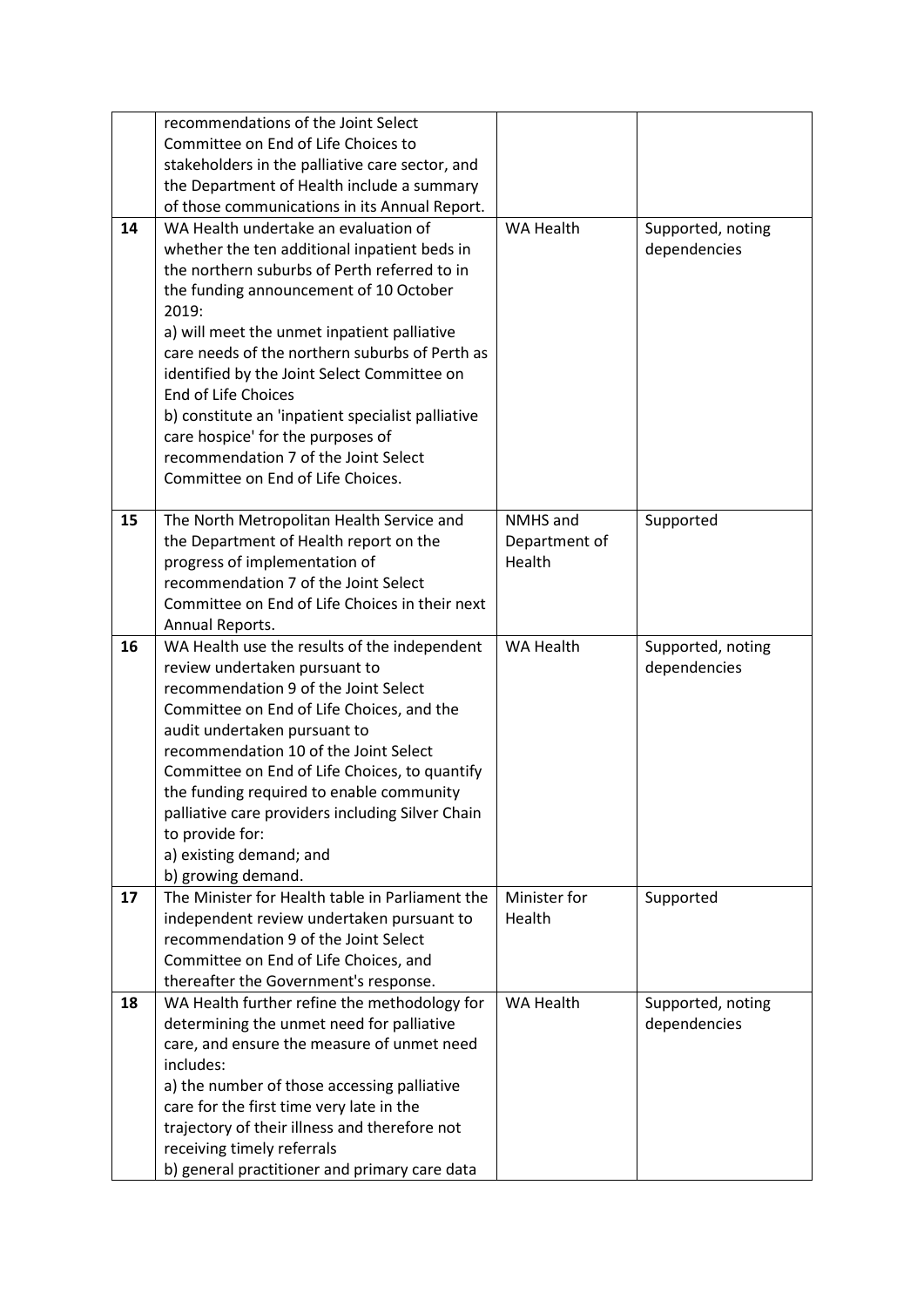| | | | |
|---|---|---|---|
| | recommendations of the Joint Select Committee on End of Life Choices to stakeholders in the palliative care sector, and the Department of Health include a summary of those communications in its Annual Report. | | |
| 14 | WA Health undertake an evaluation of whether the ten additional inpatient beds in the northern suburbs of Perth referred to in the funding announcement of 10 October 2019:<br>a) will meet the unmet inpatient palliative care needs of the northern suburbs of Perth as identified by the Joint Select Committee on End of Life Choices<br>b) constitute an 'inpatient specialist palliative care hospice' for the purposes of recommendation 7 of the Joint Select Committee on End of Life Choices. | WA Health | Supported, noting dependencies |
| 15 | The North Metropolitan Health Service and the Department of Health report on the progress of implementation of recommendation 7 of the Joint Select Committee on End of Life Choices in their next Annual Reports. | NMHS and Department of Health | Supported |
| 16 | WA Health use the results of the independent review undertaken pursuant to recommendation 9 of the Joint Select Committee on End of Life Choices, and the audit undertaken pursuant to recommendation 10 of the Joint Select Committee on End of Life Choices, to quantify the funding required to enable community palliative care providers including Silver Chain to provide for:<br>a) existing demand; and<br>b) growing demand. | WA Health | Supported, noting dependencies |
| 17 | The Minister for Health table in Parliament the independent review undertaken pursuant to recommendation 9 of the Joint Select Committee on End of Life Choices, and thereafter the Government's response. | Minister for Health | Supported |
| 18 | WA Health further refine the methodology for determining the unmet need for palliative care, and ensure the measure of unmet need includes:<br>a) the number of those accessing palliative care for the first time very late in the trajectory of their illness and therefore not receiving timely referrals<br>b) general practitioner and primary care data | WA Health | Supported, noting dependencies |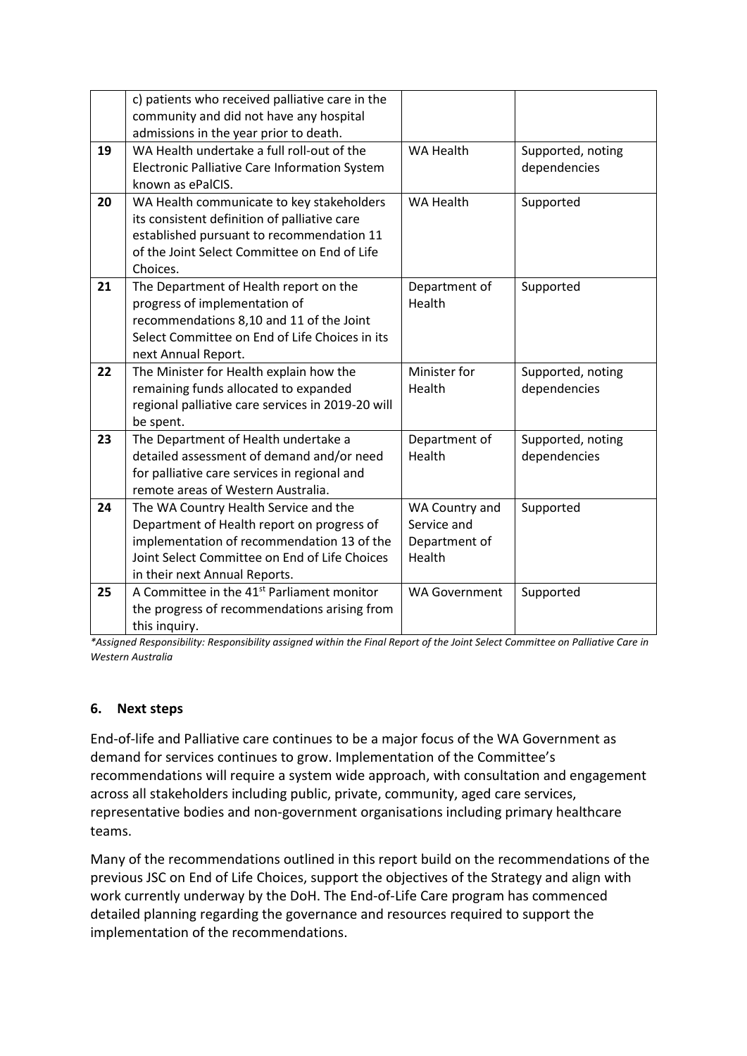| | | | |
|---|---|---|---|
| | c) patients who received palliative care in the community and did not have any hospital admissions in the year prior to death. | | |
| **19** | WA Health undertake a full roll-out of the Electronic Palliative Care Information System known as ePalCIS. | WA Health | Supported, noting dependencies |
| **20** | WA Health communicate to key stakeholders its consistent definition of palliative care established pursuant to recommendation 11 of the Joint Select Committee on End of Life Choices. | WA Health | Supported |
| **21** | The Department of Health report on the progress of implementation of recommendations 8,10 and 11 of the Joint Select Committee on End of Life Choices in its next Annual Report. | Department of Health | Supported |
| **22** | The Minister for Health explain how the remaining funds allocated to expanded regional palliative care services in 2019-20 will be spent. | Minister for Health | Supported, noting dependencies |
| **23** | The Department of Health undertake a detailed assessment of demand and/or need for palliative care services in regional and remote areas of Western Australia. | Department of Health | Supported, noting dependencies |
| **24** | The WA Country Health Service and the Department of Health report on progress of implementation of recommendation 13 of the Joint Select Committee on End of Life Choices in their next Annual Reports. | WA Country and Service and Department of Health | Supported |
| **25** | A Committee in the 41st Parliament monitor the progress of recommendations arising from this inquiry. | WA Government | Supported |

*\*Assigned Responsibility: Responsibility assigned within the Final Report of the Joint Select Committee on Palliative Care in Western Australia*

## 6. Next steps

End-of-life and Palliative care continues to be a major focus of the WA Government as demand for services continues to grow. Implementation of the Committee's recommendations will require a system wide approach, with consultation and engagement across all stakeholders including public, private, community, aged care services, representative bodies and non-government organisations including primary healthcare teams.

Many of the recommendations outlined in this report build on the recommendations of the previous JSC on End of Life Choices, support the objectives of the Strategy and align with work currently underway by the DoH. The End-of-Life Care program has commenced detailed planning regarding the governance and resources required to support the implementation of the recommendations.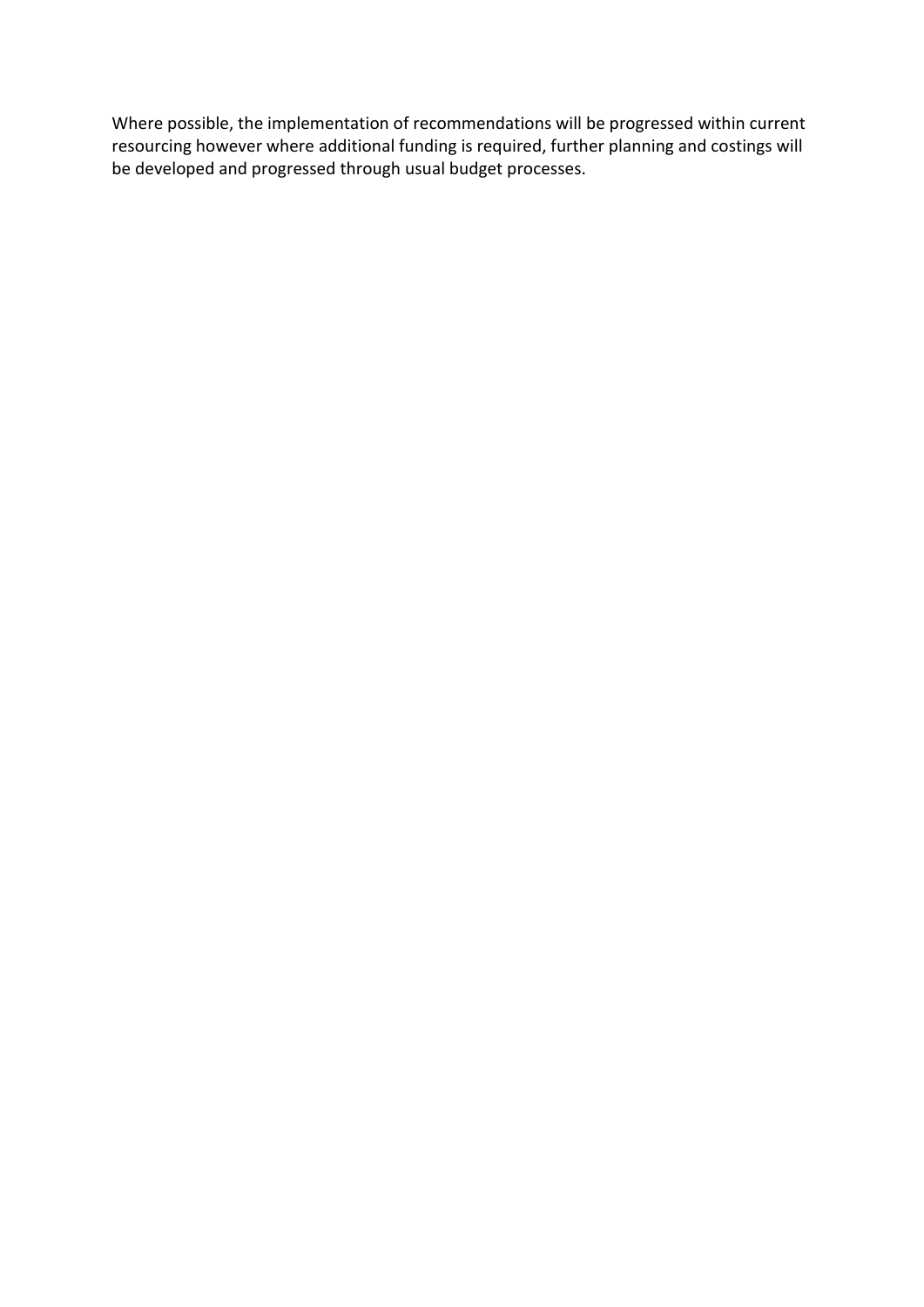Where possible, the implementation of recommendations will be progressed within current resourcing however where additional funding is required, further planning and costings will be developed and progressed through usual budget processes.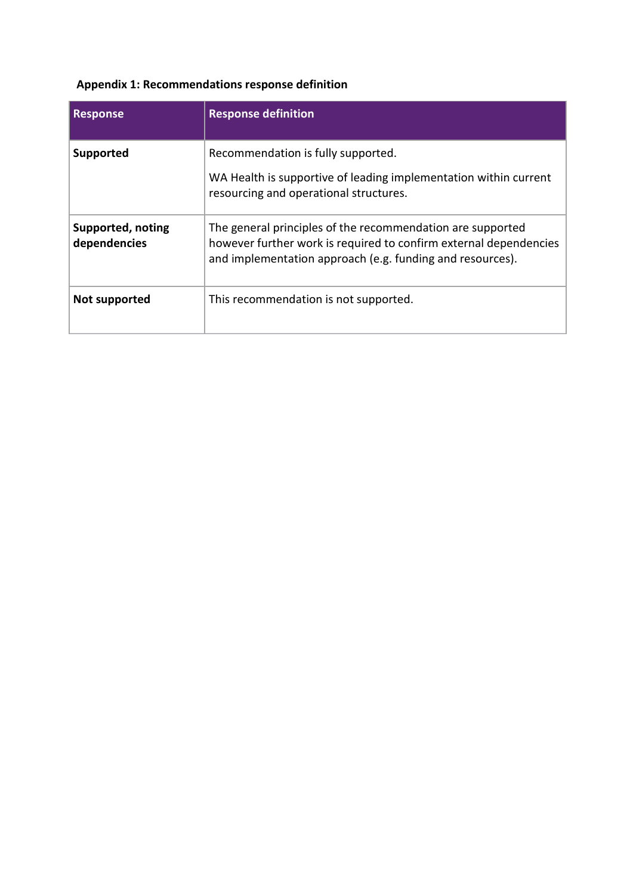**Appendix 1: Recommendations response definition**

| Response | Response definition |
|---|---|
| **Supported** | Recommendation is fully supported.<br><br>WA Health is supportive of leading implementation within current resourcing and operational structures. |
| **Supported, noting dependencies** | The general principles of the recommendation are supported however further work is required to confirm external dependencies and implementation approach (e.g. funding and resources). |
| **Not supported** | This recommendation is not supported. |